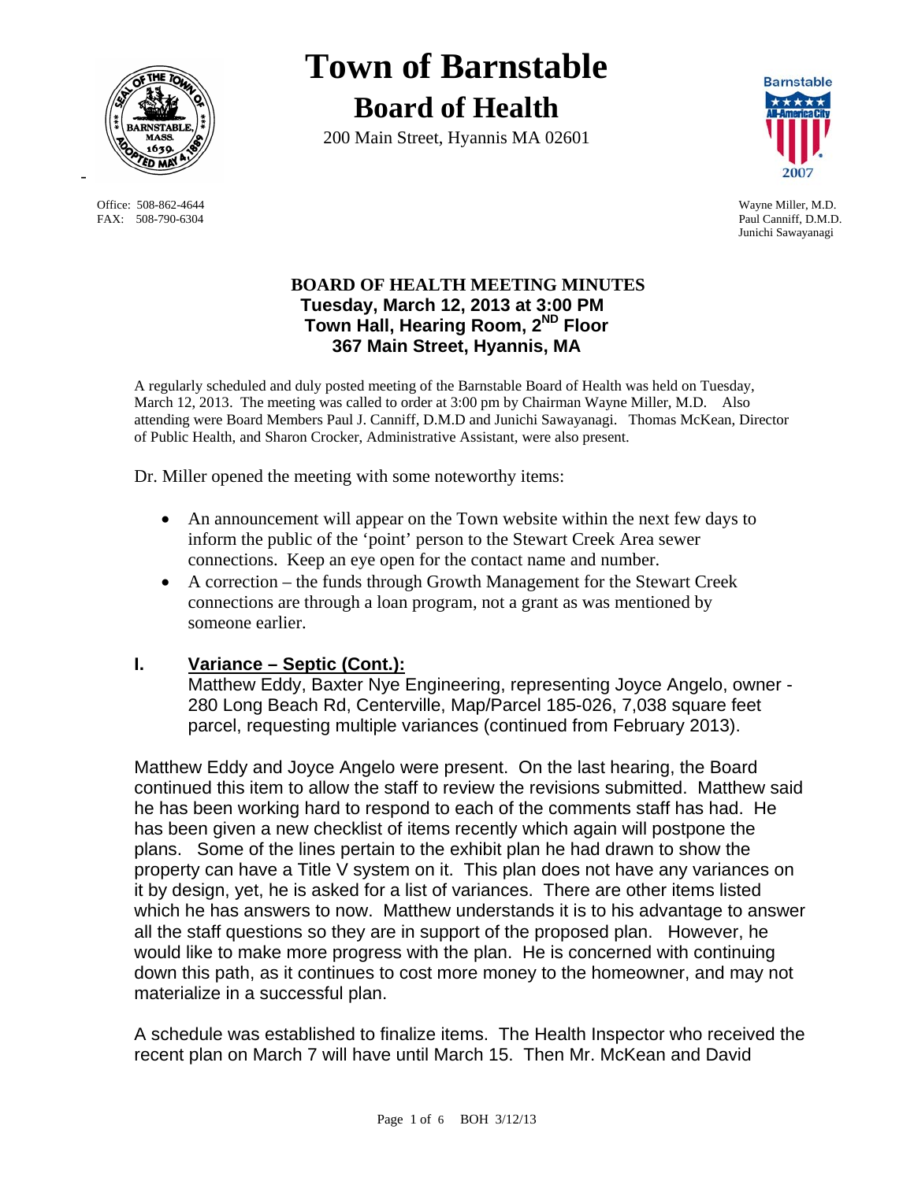# Town of Barnstable
## Board of Health

200 Main Street, Hyannis MA 02601

Office: 508-862-4644
FAX: 508-790-6304

Wayne Miller, M.D.
Paul Canniff, D.M.D.
Junichi Sawayanagi

**BOARD OF HEALTH MEETING MINUTES**
**Tuesday, March 12, 2013 at 3:00 PM**
**Town Hall, Hearing Room, 2ND Floor**
**367 Main Street, Hyannis, MA**

A regularly scheduled and duly posted meeting of the Barnstable Board of Health was held on Tuesday, March 12, 2013. The meeting was called to order at 3:00 pm by Chairman Wayne Miller, M.D. Also attending were Board Members Paul J. Canniff, D.M.D and Junichi Sawayanagi. Thomas McKean, Director of Public Health, and Sharon Crocker, Administrative Assistant, were also present.

Dr. Miller opened the meeting with some noteworthy items:

- An announcement will appear on the Town website within the next few days to inform the public of the 'point' person to the Stewart Creek Area sewer connections. Keep an eye open for the contact name and number.
- A correction – the funds through Growth Management for the Stewart Creek connections are through a loan program, not a grant as was mentioned by someone earlier.

## I. Variance – Septic (Cont.):

Matthew Eddy, Baxter Nye Engineering, representing Joyce Angelo, owner - 280 Long Beach Rd, Centerville, Map/Parcel 185-026, 7,038 square feet parcel, requesting multiple variances (continued from February 2013).

Matthew Eddy and Joyce Angelo were present. On the last hearing, the Board continued this item to allow the staff to review the revisions submitted. Matthew said he has been working hard to respond to each of the comments staff has had. He has been given a new checklist of items recently which again will postpone the plans. Some of the lines pertain to the exhibit plan he had drawn to show the property can have a Title V system on it. This plan does not have any variances on it by design, yet, he is asked for a list of variances. There are other items listed which he has answers to now. Matthew understands it is to his advantage to answer all the staff questions so they are in support of the proposed plan. However, he would like to make more progress with the plan. He is concerned with continuing down this path, as it continues to cost more money to the homeowner, and may not materialize in a successful plan.

A schedule was established to finalize items. The Health Inspector who received the recent plan on March 7 will have until March 15. Then Mr. McKean and David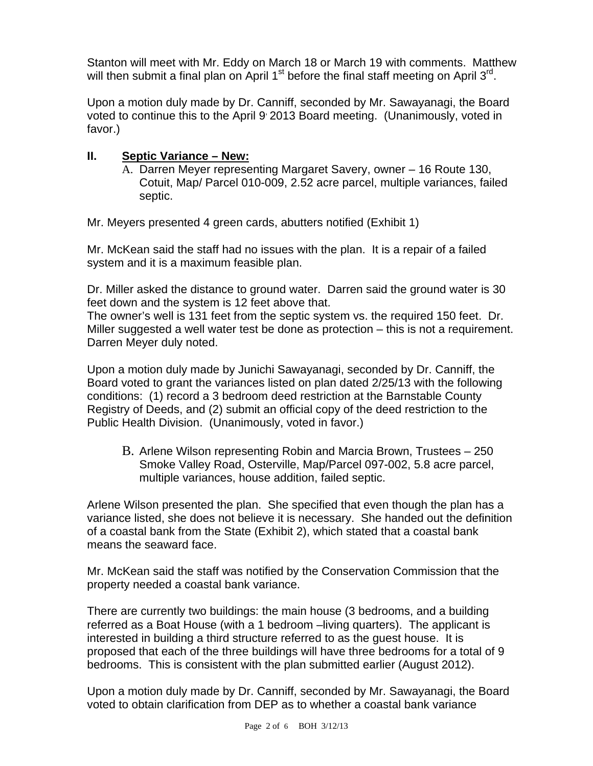Stanton will meet with Mr. Eddy on March 18 or March 19 with comments. Matthew will then submit a final plan on April 1st before the final staff meeting on April 3rd.

Upon a motion duly made by Dr. Canniff, seconded by Mr. Sawayanagi, the Board voted to continue this to the April 9, 2013 Board meeting. (Unanimously, voted in favor.)

## II. Septic Variance – New:

A. Darren Meyer representing Margaret Savery, owner – 16 Route 130, Cotuit, Map/ Parcel 010-009, 2.52 acre parcel, multiple variances, failed septic.

Mr. Meyers presented 4 green cards, abutters notified (Exhibit 1)

Mr. McKean said the staff had no issues with the plan. It is a repair of a failed system and it is a maximum feasible plan.

Dr. Miller asked the distance to ground water. Darren said the ground water is 30 feet down and the system is 12 feet above that.
The owner's well is 131 feet from the septic system vs. the required 150 feet. Dr. Miller suggested a well water test be done as protection – this is not a requirement. Darren Meyer duly noted.

Upon a motion duly made by Junichi Sawayanagi, seconded by Dr. Canniff, the Board voted to grant the variances listed on plan dated 2/25/13 with the following conditions: (1) record a 3 bedroom deed restriction at the Barnstable County Registry of Deeds, and (2) submit an official copy of the deed restriction to the Public Health Division. (Unanimously, voted in favor.)

B. Arlene Wilson representing Robin and Marcia Brown, Trustees – 250 Smoke Valley Road, Osterville, Map/Parcel 097-002, 5.8 acre parcel, multiple variances, house addition, failed septic.

Arlene Wilson presented the plan. She specified that even though the plan has a variance listed, she does not believe it is necessary. She handed out the definition of a coastal bank from the State (Exhibit 2), which stated that a coastal bank means the seaward face.

Mr. McKean said the staff was notified by the Conservation Commission that the property needed a coastal bank variance.

There are currently two buildings: the main house (3 bedrooms, and a building referred as a Boat House (with a 1 bedroom –living quarters). The applicant is interested in building a third structure referred to as the guest house. It is proposed that each of the three buildings will have three bedrooms for a total of 9 bedrooms. This is consistent with the plan submitted earlier (August 2012).

Upon a motion duly made by Dr. Canniff, seconded by Mr. Sawayanagi, the Board voted to obtain clarification from DEP as to whether a coastal bank variance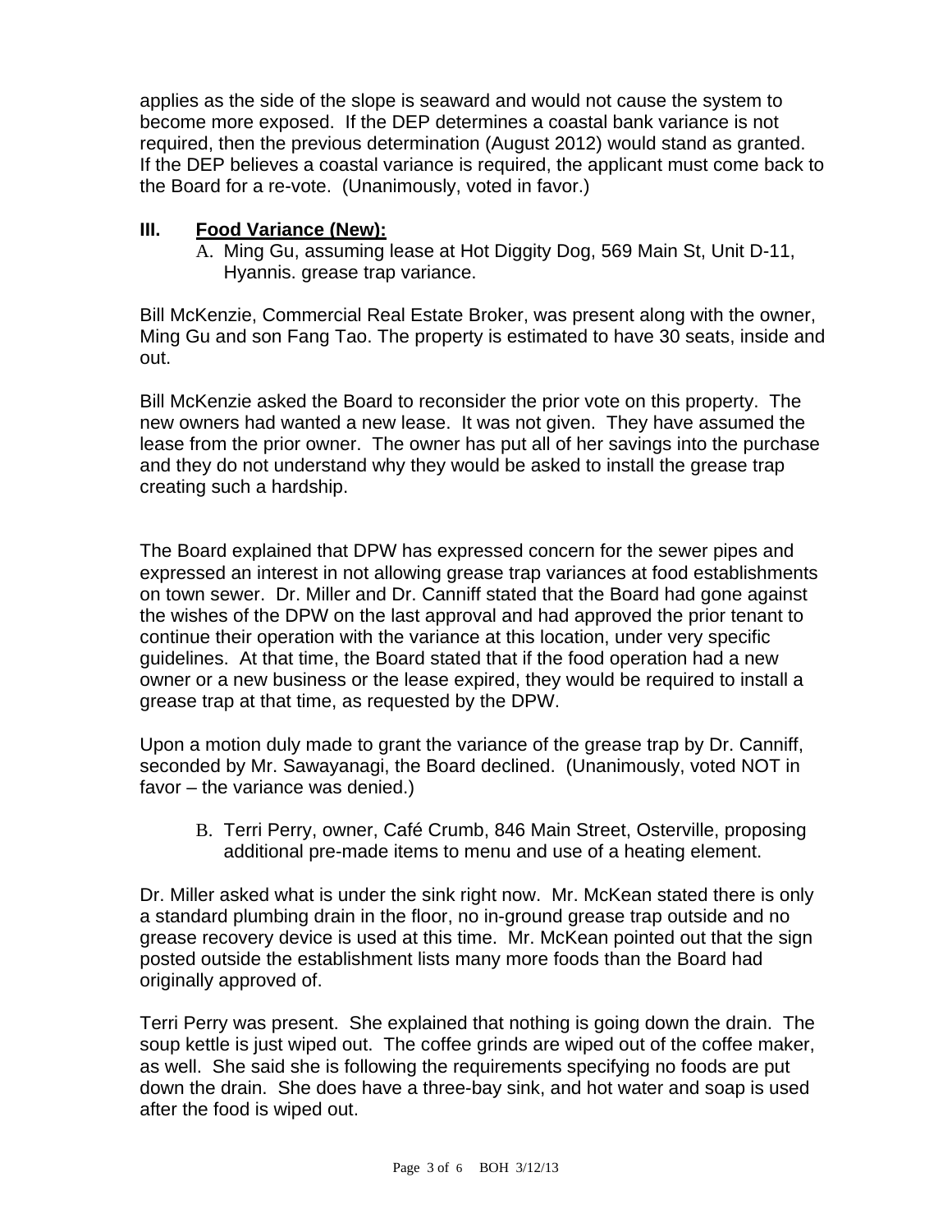applies as the side of the slope is seaward and would not cause the system to become more exposed. If the DEP determines a coastal bank variance is not required, then the previous determination (August 2012) would stand as granted. If the DEP believes a coastal variance is required, the applicant must come back to the Board for a re-vote. (Unanimously, voted in favor.)

## III. Food Variance (New):

A. Ming Gu, assuming lease at Hot Diggity Dog, 569 Main St, Unit D-11, Hyannis. grease trap variance.

Bill McKenzie, Commercial Real Estate Broker, was present along with the owner, Ming Gu and son Fang Tao. The property is estimated to have 30 seats, inside and out.

Bill McKenzie asked the Board to reconsider the prior vote on this property. The new owners had wanted a new lease. It was not given. They have assumed the lease from the prior owner. The owner has put all of her savings into the purchase and they do not understand why they would be asked to install the grease trap creating such a hardship.

The Board explained that DPW has expressed concern for the sewer pipes and expressed an interest in not allowing grease trap variances at food establishments on town sewer. Dr. Miller and Dr. Canniff stated that the Board had gone against the wishes of the DPW on the last approval and had approved the prior tenant to continue their operation with the variance at this location, under very specific guidelines. At that time, the Board stated that if the food operation had a new owner or a new business or the lease expired, they would be required to install a grease trap at that time, as requested by the DPW.

Upon a motion duly made to grant the variance of the grease trap by Dr. Canniff, seconded by Mr. Sawayanagi, the Board declined. (Unanimously, voted NOT in favor – the variance was denied.)

B. Terri Perry, owner, Café Crumb, 846 Main Street, Osterville, proposing additional pre-made items to menu and use of a heating element.

Dr. Miller asked what is under the sink right now. Mr. McKean stated there is only a standard plumbing drain in the floor, no in-ground grease trap outside and no grease recovery device is used at this time. Mr. McKean pointed out that the sign posted outside the establishment lists many more foods than the Board had originally approved of.

Terri Perry was present. She explained that nothing is going down the drain. The soup kettle is just wiped out. The coffee grinds are wiped out of the coffee maker, as well. She said she is following the requirements specifying no foods are put down the drain. She does have a three-bay sink, and hot water and soap is used after the food is wiped out.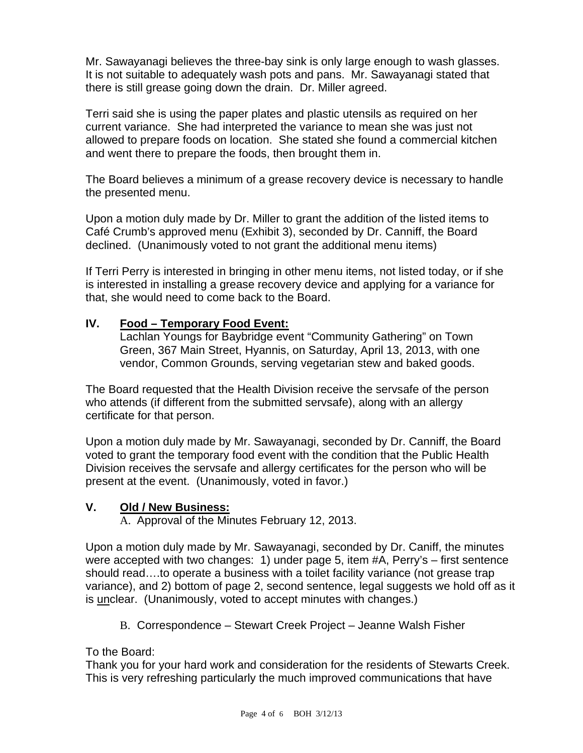Mr. Sawayanagi believes the three-bay sink is only large enough to wash glasses. It is not suitable to adequately wash pots and pans. Mr. Sawayanagi stated that there is still grease going down the drain. Dr. Miller agreed.

Terri said she is using the paper plates and plastic utensils as required on her current variance. She had interpreted the variance to mean she was just not allowed to prepare foods on location. She stated she found a commercial kitchen and went there to prepare the foods, then brought them in.

The Board believes a minimum of a grease recovery device is necessary to handle the presented menu.

Upon a motion duly made by Dr. Miller to grant the addition of the listed items to Café Crumb's approved menu (Exhibit 3), seconded by Dr. Canniff, the Board declined. (Unanimously voted to not grant the additional menu items)

If Terri Perry is interested in bringing in other menu items, not listed today, or if she is interested in installing a grease recovery device and applying for a variance for that, she would need to come back to the Board.

## IV. Food – Temporary Food Event:

Lachlan Youngs for Baybridge event "Community Gathering" on Town Green, 367 Main Street, Hyannis, on Saturday, April 13, 2013, with one vendor, Common Grounds, serving vegetarian stew and baked goods.

The Board requested that the Health Division receive the servsafe of the person who attends (if different from the submitted servsafe), along with an allergy certificate for that person.

Upon a motion duly made by Mr. Sawayanagi, seconded by Dr. Canniff, the Board voted to grant the temporary food event with the condition that the Public Health Division receives the servsafe and allergy certificates for the person who will be present at the event. (Unanimously, voted in favor.)

## V. Old / New Business:

A. Approval of the Minutes February 12, 2013.

Upon a motion duly made by Mr. Sawayanagi, seconded by Dr. Caniff, the minutes were accepted with two changes: 1) under page 5, item #A, Perry's – first sentence should read….to operate a business with a toilet facility variance (not grease trap variance), and 2) bottom of page 2, second sentence, legal suggests we hold off as it is unclear. (Unanimously, voted to accept minutes with changes.)

B. Correspondence – Stewart Creek Project – Jeanne Walsh Fisher

To the Board:
Thank you for your hard work and consideration for the residents of Stewarts Creek. This is very refreshing particularly the much improved communications that have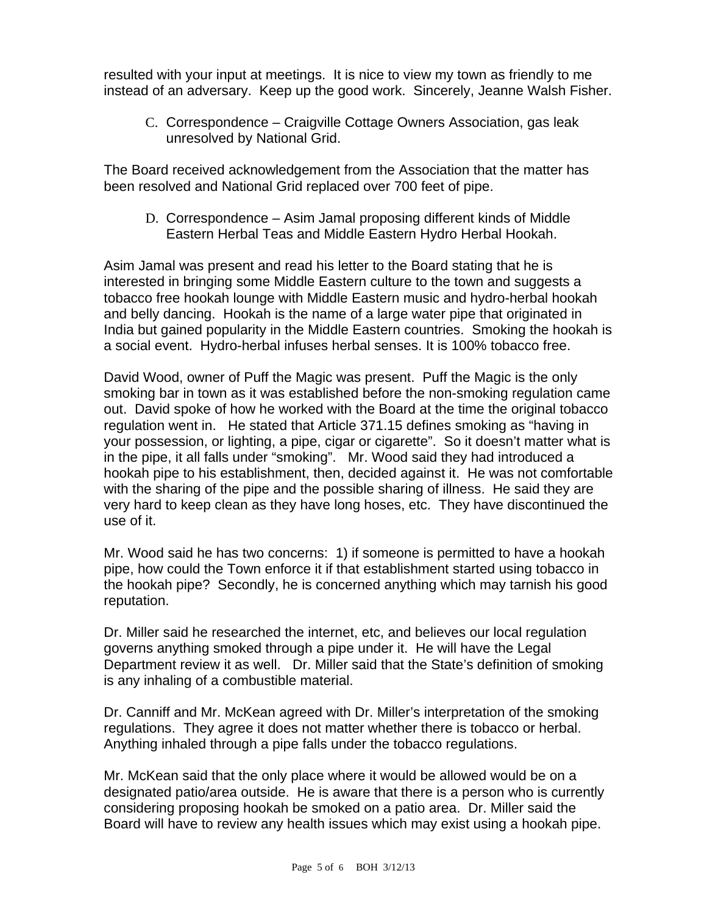resulted with your input at meetings. It is nice to view my town as friendly to me instead of an adversary. Keep up the good work. Sincerely, Jeanne Walsh Fisher.

C. Correspondence – Craigville Cottage Owners Association, gas leak unresolved by National Grid.

The Board received acknowledgement from the Association that the matter has been resolved and National Grid replaced over 700 feet of pipe.

D. Correspondence – Asim Jamal proposing different kinds of Middle Eastern Herbal Teas and Middle Eastern Hydro Herbal Hookah.

Asim Jamal was present and read his letter to the Board stating that he is interested in bringing some Middle Eastern culture to the town and suggests a tobacco free hookah lounge with Middle Eastern music and hydro-herbal hookah and belly dancing. Hookah is the name of a large water pipe that originated in India but gained popularity in the Middle Eastern countries. Smoking the hookah is a social event. Hydro-herbal infuses herbal senses. It is 100% tobacco free.

David Wood, owner of Puff the Magic was present. Puff the Magic is the only smoking bar in town as it was established before the non-smoking regulation came out. David spoke of how he worked with the Board at the time the original tobacco regulation went in. He stated that Article 371.15 defines smoking as "having in your possession, or lighting, a pipe, cigar or cigarette". So it doesn't matter what is in the pipe, it all falls under "smoking". Mr. Wood said they had introduced a hookah pipe to his establishment, then, decided against it. He was not comfortable with the sharing of the pipe and the possible sharing of illness. He said they are very hard to keep clean as they have long hoses, etc. They have discontinued the use of it.

Mr. Wood said he has two concerns: 1) if someone is permitted to have a hookah pipe, how could the Town enforce it if that establishment started using tobacco in the hookah pipe? Secondly, he is concerned anything which may tarnish his good reputation.

Dr. Miller said he researched the internet, etc, and believes our local regulation governs anything smoked through a pipe under it. He will have the Legal Department review it as well. Dr. Miller said that the State's definition of smoking is any inhaling of a combustible material.

Dr. Canniff and Mr. McKean agreed with Dr. Miller's interpretation of the smoking regulations. They agree it does not matter whether there is tobacco or herbal. Anything inhaled through a pipe falls under the tobacco regulations.

Mr. McKean said that the only place where it would be allowed would be on a designated patio/area outside. He is aware that there is a person who is currently considering proposing hookah be smoked on a patio area. Dr. Miller said the Board will have to review any health issues which may exist using a hookah pipe.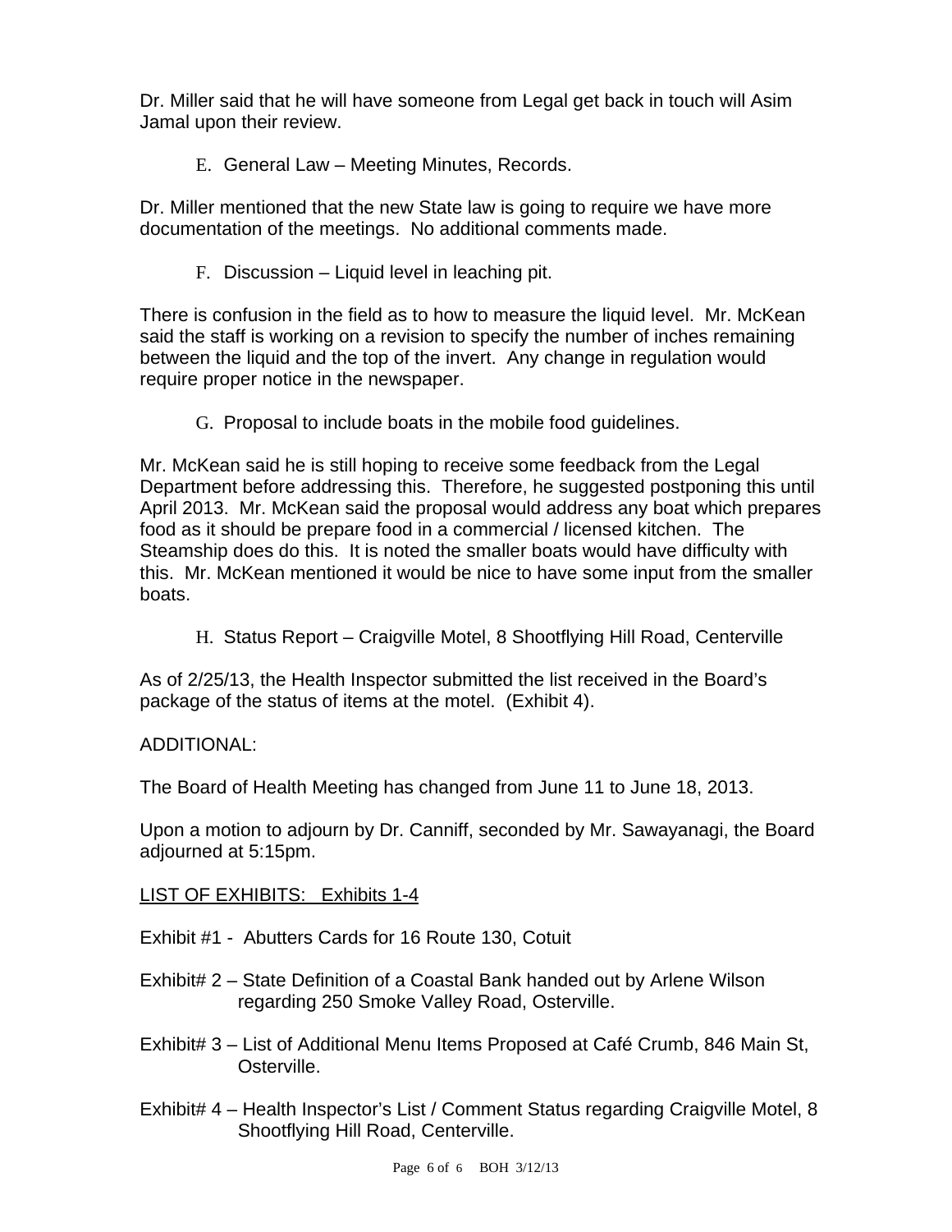Dr. Miller said that he will have someone from Legal get back in touch will Asim Jamal upon their review.

E. General Law – Meeting Minutes, Records.

Dr. Miller mentioned that the new State law is going to require we have more documentation of the meetings. No additional comments made.

F. Discussion – Liquid level in leaching pit.

There is confusion in the field as to how to measure the liquid level. Mr. McKean said the staff is working on a revision to specify the number of inches remaining between the liquid and the top of the invert. Any change in regulation would require proper notice in the newspaper.

G. Proposal to include boats in the mobile food guidelines.

Mr. McKean said he is still hoping to receive some feedback from the Legal Department before addressing this. Therefore, he suggested postponing this until April 2013. Mr. McKean said the proposal would address any boat which prepares food as it should be prepare food in a commercial / licensed kitchen. The Steamship does do this. It is noted the smaller boats would have difficulty with this. Mr. McKean mentioned it would be nice to have some input from the smaller boats.

H. Status Report – Craigville Motel, 8 Shootflying Hill Road, Centerville

As of 2/25/13, the Health Inspector submitted the list received in the Board's package of the status of items at the motel. (Exhibit 4).

ADDITIONAL:

The Board of Health Meeting has changed from June 11 to June 18, 2013.

Upon a motion to adjourn by Dr. Canniff, seconded by Mr. Sawayanagi, the Board adjourned at 5:15pm.

LIST OF EXHIBITS: Exhibits 1-4

Exhibit #1 - Abutters Cards for 16 Route 130, Cotuit

Exhibit# 2 – State Definition of a Coastal Bank handed out by Arlene Wilson regarding 250 Smoke Valley Road, Osterville.

Exhibit# 3 – List of Additional Menu Items Proposed at Café Crumb, 846 Main St, Osterville.

Exhibit# 4 – Health Inspector's List / Comment Status regarding Craigville Motel, 8 Shootflying Hill Road, Centerville.